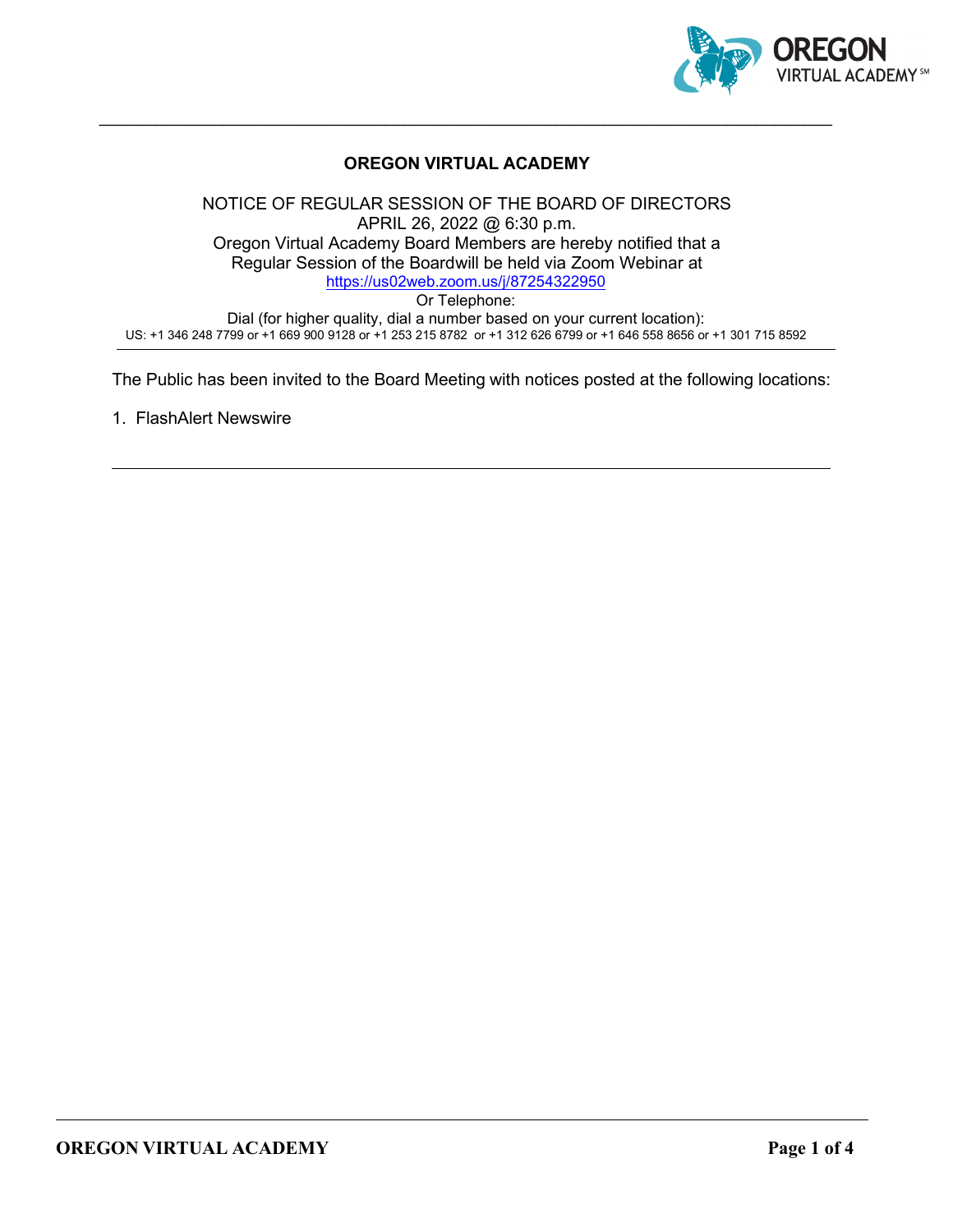# OREGON VIRTUAL ACADEMY

NOTICE OF REGULAR SESSION OF THE BOARD OF DIRECTORS
APRIL 26, 2022 @ 6:30 p.m.
Oregon Virtual Academy Board Members are hereby notified that a Regular Session of the Boardwill be held via Zoom Webinar at https://us02web.zoom.us/j/87254322950
Or Telephone:
Dial (for higher quality, dial a number based on your current location):
US: +1 346 248 7799 or +1 669 900 9128 or +1 253 215 8782 or +1 312 626 6799 or +1 646 558 8656 or +1 301 715 8592

---

The Public has been invited to the Board Meeting with notices posted at the following locations:

1. FlashAlert Newswire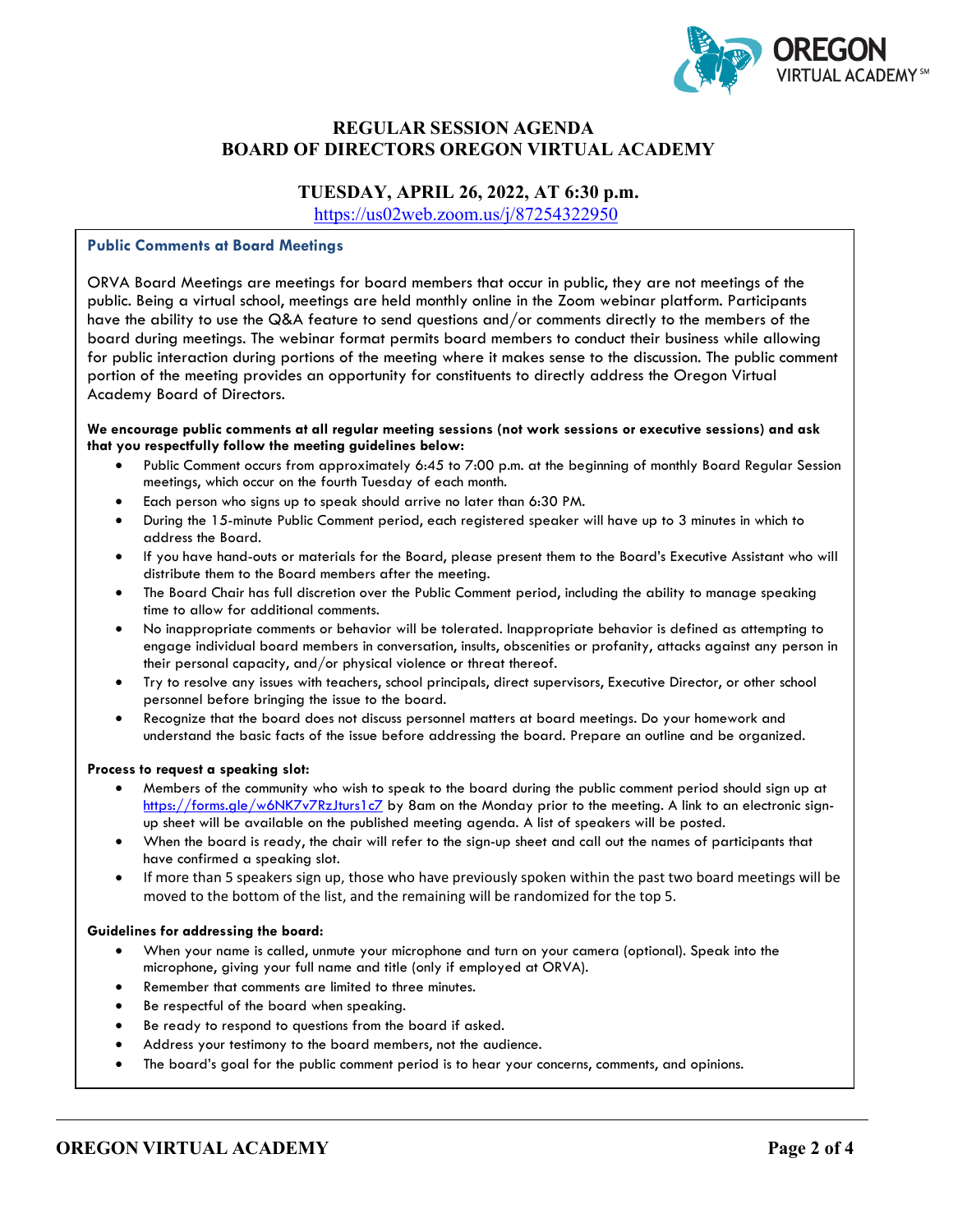# REGULAR SESSION AGENDA
# BOARD OF DIRECTORS OREGON VIRTUAL ACADEMY

## TUESDAY, APRIL 26, 2022, AT 6:30 p.m.

https://us02web.zoom.us/j/87254322950

### Public Comments at Board Meetings

ORVA Board Meetings are meetings for board members that occur in public, they are not meetings of the public. Being a virtual school, meetings are held monthly online in the Zoom webinar platform. Participants have the ability to use the Q&A feature to send questions and/or comments directly to the members of the board during meetings. The webinar format permits board members to conduct their business while allowing for public interaction during portions of the meeting where it makes sense to the discussion. The public comment portion of the meeting provides an opportunity for constituents to directly address the Oregon Virtual Academy Board of Directors.

**We encourage public comments at all regular meeting sessions (not work sessions or executive sessions) and ask that you respectfully follow the meeting guidelines below:**

- Public Comment occurs from approximately 6:45 to 7:00 p.m. at the beginning of monthly Board Regular Session meetings, which occur on the fourth Tuesday of each month.
- Each person who signs up to speak should arrive no later than 6:30 PM.
- During the 15-minute Public Comment period, each registered speaker will have up to 3 minutes in which to address the Board.
- If you have hand-outs or materials for the Board, please present them to the Board's Executive Assistant who will distribute them to the Board members after the meeting.
- The Board Chair has full discretion over the Public Comment period, including the ability to manage speaking time to allow for additional comments.
- No inappropriate comments or behavior will be tolerated. Inappropriate behavior is defined as attempting to engage individual board members in conversation, insults, obscenities or profanity, attacks against any person in their personal capacity, and/or physical violence or threat thereof.
- Try to resolve any issues with teachers, school principals, direct supervisors, Executive Director, or other school personnel before bringing the issue to the board.
- Recognize that the board does not discuss personnel matters at board meetings. Do your homework and understand the basic facts of the issue before addressing the board. Prepare an outline and be organized.

**Process to request a speaking slot:**

- Members of the community who wish to speak to the board during the public comment period should sign up at https://forms.gle/w6NK7v7RzJturs1c7 by 8am on the Monday prior to the meeting. A link to an electronic sign-up sheet will be available on the published meeting agenda. A list of speakers will be posted.
- When the board is ready, the chair will refer to the sign-up sheet and call out the names of participants that have confirmed a speaking slot.
- If more than 5 speakers sign up, those who have previously spoken within the past two board meetings will be moved to the bottom of the list, and the remaining will be randomized for the top 5.

**Guidelines for addressing the board:**

- When your name is called, unmute your microphone and turn on your camera (optional). Speak into the microphone, giving your full name and title (only if employed at ORVA).
- Remember that comments are limited to three minutes.
- Be respectful of the board when speaking.
- Be ready to respond to questions from the board if asked.
- Address your testimony to the board members, not the audience.
- The board's goal for the public comment period is to hear your concerns, comments, and opinions.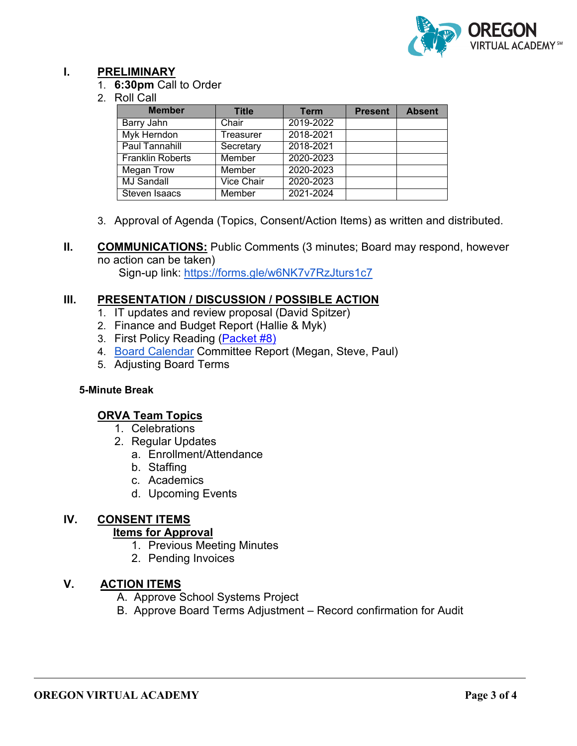## I. PRELIMINARY

1. **6:30pm** Call to Order
2. Roll Call

| Member | Title | Term | Present | Absent |
|---|---|---|---|---|
| Barry Jahn | Chair | 2019-2022 | | |
| Myk Herndon | Treasurer | 2018-2021 | | |
| Paul Tannahill | Secretary | 2018-2021 | | |
| Franklin Roberts | Member | 2020-2023 | | |
| Megan Trow | Member | 2020-2023 | | |
| MJ Sandall | Vice Chair | 2020-2023 | | |
| Steven Isaacs | Member | 2021-2024 | | |

3. Approval of Agenda (Topics, Consent/Action Items) as written and distributed.

## II. COMMUNICATIONS: Public Comments (3 minutes; Board may respond, however no action can be taken)

Sign-up link: https://forms.gle/w6NK7v7RzJturs1c7

## III. PRESENTATION / DISCUSSION / POSSIBLE ACTION

1. IT updates and review proposal (David Spitzer)
2. Finance and Budget Report (Hallie & Myk)
3. First Policy Reading (Packet #8)
4. Board Calendar Committee Report (Megan, Steve, Paul)
5. Adjusting Board Terms

**5-Minute Break**

### ORVA Team Topics

1. Celebrations
2. Regular Updates
   a. Enrollment/Attendance
   b. Staffing
   c. Academics
   d. Upcoming Events

## IV. CONSENT ITEMS

### Items for Approval

1. Previous Meeting Minutes
2. Pending Invoices

## V. ACTION ITEMS

A. Approve School Systems Project
B. Approve Board Terms Adjustment – Record confirmation for Audit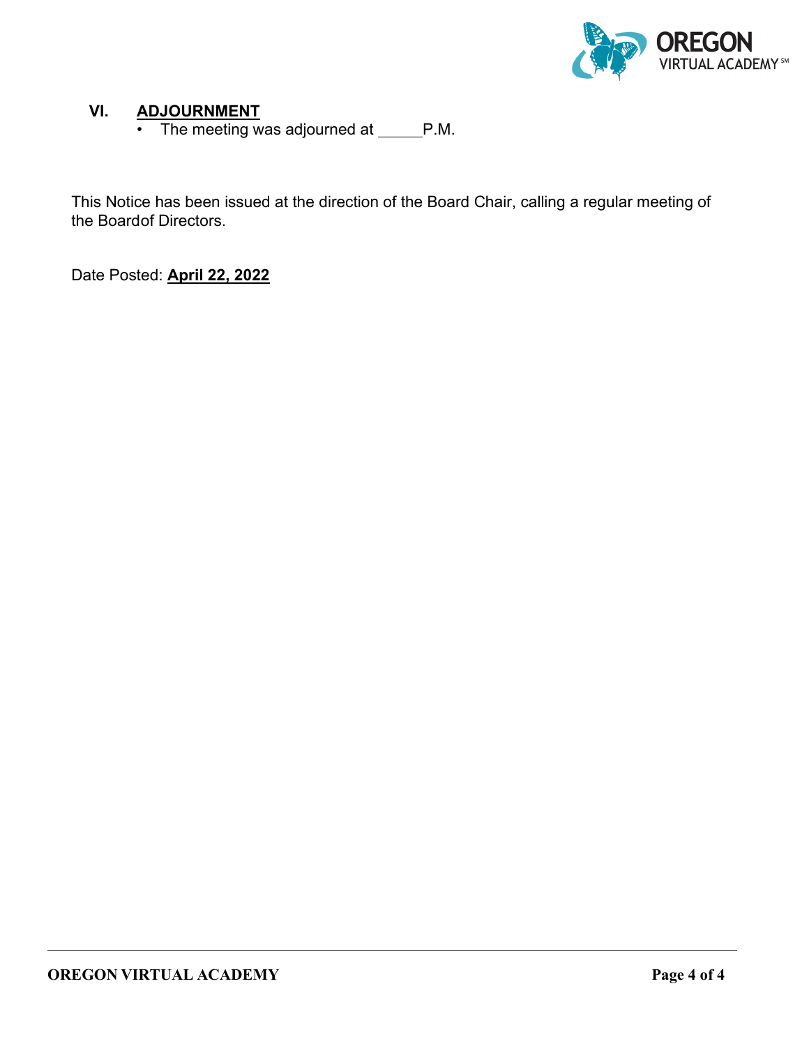## VI. ADJOURNMENT

- The meeting was adjourned at _____P.M.

This Notice has been issued at the direction of the Board Chair, calling a regular meeting of the Boardof Directors.

Date Posted: **April 22, 2022**